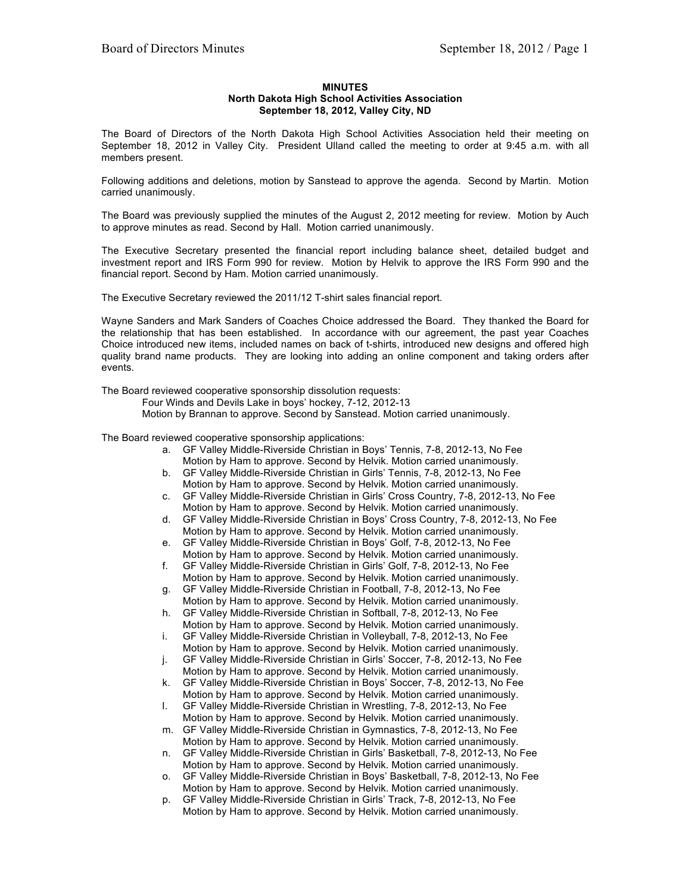**MINUTES**
**North Dakota High School Activities Association**
**September 18, 2012, Valley City, ND**

The Board of Directors of the North Dakota High School Activities Association held their meeting on September 18, 2012 in Valley City. President Ulland called the meeting to order at 9:45 a.m. with all members present.

Following additions and deletions, motion by Sanstead to approve the agenda. Second by Martin. Motion carried unanimously.

The Board was previously supplied the minutes of the August 2, 2012 meeting for review. Motion by Auch to approve minutes as read. Second by Hall. Motion carried unanimously.

The Executive Secretary presented the financial report including balance sheet, detailed budget and investment report and IRS Form 990 for review. Motion by Helvik to approve the IRS Form 990 and the financial report. Second by Ham. Motion carried unanimously.

The Executive Secretary reviewed the 2011/12 T-shirt sales financial report.

Wayne Sanders and Mark Sanders of Coaches Choice addressed the Board. They thanked the Board for the relationship that has been established. In accordance with our agreement, the past year Coaches Choice introduced new items, included names on back of t-shirts, introduced new designs and offered high quality brand name products. They are looking into adding an online component and taking orders after events.

The Board reviewed cooperative sponsorship dissolution requests:

Four Winds and Devils Lake in boys' hockey, 7-12, 2012-13
Motion by Brannan to approve. Second by Sanstead. Motion carried unanimously.

The Board reviewed cooperative sponsorship applications:

a. GF Valley Middle-Riverside Christian in Boys' Tennis, 7-8, 2012-13, No Fee
Motion by Ham to approve. Second by Helvik. Motion carried unanimously.
b. GF Valley Middle-Riverside Christian in Girls' Tennis, 7-8, 2012-13, No Fee
Motion by Ham to approve. Second by Helvik. Motion carried unanimously.
c. GF Valley Middle-Riverside Christian in Girls' Cross Country, 7-8, 2012-13, No Fee
Motion by Ham to approve. Second by Helvik. Motion carried unanimously.
d. GF Valley Middle-Riverside Christian in Boys' Cross Country, 7-8, 2012-13, No Fee
Motion by Ham to approve. Second by Helvik. Motion carried unanimously.
e. GF Valley Middle-Riverside Christian in Boys' Golf, 7-8, 2012-13, No Fee
Motion by Ham to approve. Second by Helvik. Motion carried unanimously.
f. GF Valley Middle-Riverside Christian in Girls' Golf, 7-8, 2012-13, No Fee
Motion by Ham to approve. Second by Helvik. Motion carried unanimously.
g. GF Valley Middle-Riverside Christian in Football, 7-8, 2012-13, No Fee
Motion by Ham to approve. Second by Helvik. Motion carried unanimously.
h. GF Valley Middle-Riverside Christian in Softball, 7-8, 2012-13, No Fee
Motion by Ham to approve. Second by Helvik. Motion carried unanimously.
i. GF Valley Middle-Riverside Christian in Volleyball, 7-8, 2012-13, No Fee
Motion by Ham to approve. Second by Helvik. Motion carried unanimously.
j. GF Valley Middle-Riverside Christian in Girls' Soccer, 7-8, 2012-13, No Fee
Motion by Ham to approve. Second by Helvik. Motion carried unanimously.
k. GF Valley Middle-Riverside Christian in Boys' Soccer, 7-8, 2012-13, No Fee
Motion by Ham to approve. Second by Helvik. Motion carried unanimously.
l. GF Valley Middle-Riverside Christian in Wrestling, 7-8, 2012-13, No Fee
Motion by Ham to approve. Second by Helvik. Motion carried unanimously.
m. GF Valley Middle-Riverside Christian in Gymnastics, 7-8, 2012-13, No Fee
Motion by Ham to approve. Second by Helvik. Motion carried unanimously.
n. GF Valley Middle-Riverside Christian in Girls' Basketball, 7-8, 2012-13, No Fee
Motion by Ham to approve. Second by Helvik. Motion carried unanimously.
o. GF Valley Middle-Riverside Christian in Boys' Basketball, 7-8, 2012-13, No Fee
Motion by Ham to approve. Second by Helvik. Motion carried unanimously.
p. GF Valley Middle-Riverside Christian in Girls' Track, 7-8, 2012-13, No Fee
Motion by Ham to approve. Second by Helvik. Motion carried unanimously.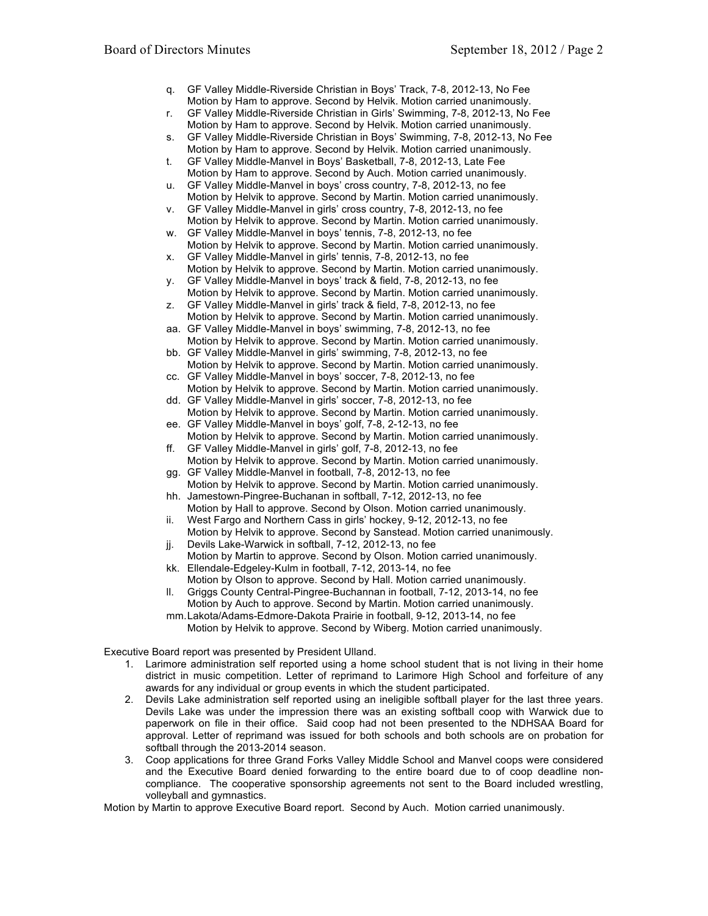q. GF Valley Middle-Riverside Christian in Boys' Track, 7-8, 2012-13, No Fee
   Motion by Ham to approve. Second by Helvik. Motion carried unanimously.
r. GF Valley Middle-Riverside Christian in Girls' Swimming, 7-8, 2012-13, No Fee
   Motion by Ham to approve. Second by Helvik. Motion carried unanimously.
s. GF Valley Middle-Riverside Christian in Boys' Swimming, 7-8, 2012-13, No Fee
   Motion by Ham to approve. Second by Helvik. Motion carried unanimously.
t. GF Valley Middle-Manvel in Boys' Basketball, 7-8, 2012-13, Late Fee
   Motion by Ham to approve. Second by Auch. Motion carried unanimously.
u. GF Valley Middle-Manvel in boys' cross country, 7-8, 2012-13, no fee
   Motion by Helvik to approve. Second by Martin. Motion carried unanimously.
v. GF Valley Middle-Manvel in girls' cross country, 7-8, 2012-13, no fee
   Motion by Helvik to approve. Second by Martin. Motion carried unanimously.
w. GF Valley Middle-Manvel in boys' tennis, 7-8, 2012-13, no fee
   Motion by Helvik to approve. Second by Martin. Motion carried unanimously.
x. GF Valley Middle-Manvel in girls' tennis, 7-8, 2012-13, no fee
   Motion by Helvik to approve. Second by Martin. Motion carried unanimously.
y. GF Valley Middle-Manvel in boys' track & field, 7-8, 2012-13, no fee
   Motion by Helvik to approve. Second by Martin. Motion carried unanimously.
z. GF Valley Middle-Manvel in girls' track & field, 7-8, 2012-13, no fee
   Motion by Helvik to approve. Second by Martin. Motion carried unanimously.
aa. GF Valley Middle-Manvel in boys' swimming, 7-8, 2012-13, no fee
   Motion by Helvik to approve. Second by Martin. Motion carried unanimously.
bb. GF Valley Middle-Manvel in girls' swimming, 7-8, 2012-13, no fee
   Motion by Helvik to approve. Second by Martin. Motion carried unanimously.
cc. GF Valley Middle-Manvel in boys' soccer, 7-8, 2012-13, no fee
   Motion by Helvik to approve. Second by Martin. Motion carried unanimously.
dd. GF Valley Middle-Manvel in girls' soccer, 7-8, 2012-13, no fee
   Motion by Helvik to approve. Second by Martin. Motion carried unanimously.
ee. GF Valley Middle-Manvel in boys' golf, 7-8, 2-12-13, no fee
   Motion by Helvik to approve. Second by Martin. Motion carried unanimously.
ff. GF Valley Middle-Manvel in girls' golf, 7-8, 2012-13, no fee
   Motion by Helvik to approve. Second by Martin. Motion carried unanimously.
gg. GF Valley Middle-Manvel in football, 7-8, 2012-13, no fee
   Motion by Helvik to approve. Second by Martin. Motion carried unanimously.
hh. Jamestown-Pingree-Buchanan in softball, 7-12, 2012-13, no fee
   Motion by Hall to approve. Second by Olson. Motion carried unanimously.
ii. West Fargo and Northern Cass in girls' hockey, 9-12, 2012-13, no fee
   Motion by Helvik to approve. Second by Sanstead. Motion carried unanimously.
jj. Devils Lake-Warwick in softball, 7-12, 2012-13, no fee
   Motion by Martin to approve. Second by Olson. Motion carried unanimously.
kk. Ellendale-Edgeley-Kulm in football, 7-12, 2013-14, no fee
   Motion by Olson to approve. Second by Hall. Motion carried unanimously.
ll. Griggs County Central-Pingree-Buchannan in football, 7-12, 2013-14, no fee
   Motion by Auch to approve. Second by Martin. Motion carried unanimously.
mm. Lakota/Adams-Edmore-Dakota Prairie in football, 9-12, 2013-14, no fee
   Motion by Helvik to approve. Second by Wiberg. Motion carried unanimously.

Executive Board report was presented by President Ulland.

1. Larimore administration self reported using a home school student that is not living in their home district in music competition. Letter of reprimand to Larimore High School and forfeiture of any awards for any individual or group events in which the student participated.
2. Devils Lake administration self reported using an ineligible softball player for the last three years. Devils Lake was under the impression there was an existing softball coop with Warwick due to paperwork on file in their office. Said coop had not been presented to the NDHSAA Board for approval. Letter of reprimand was issued for both schools and both schools are on probation for softball through the 2013-2014 season.
3. Coop applications for three Grand Forks Valley Middle School and Manvel coops were considered and the Executive Board denied forwarding to the entire board due to of coop deadline non-compliance. The cooperative sponsorship agreements not sent to the Board included wrestling, volleyball and gymnastics.

Motion by Martin to approve Executive Board report. Second by Auch. Motion carried unanimously.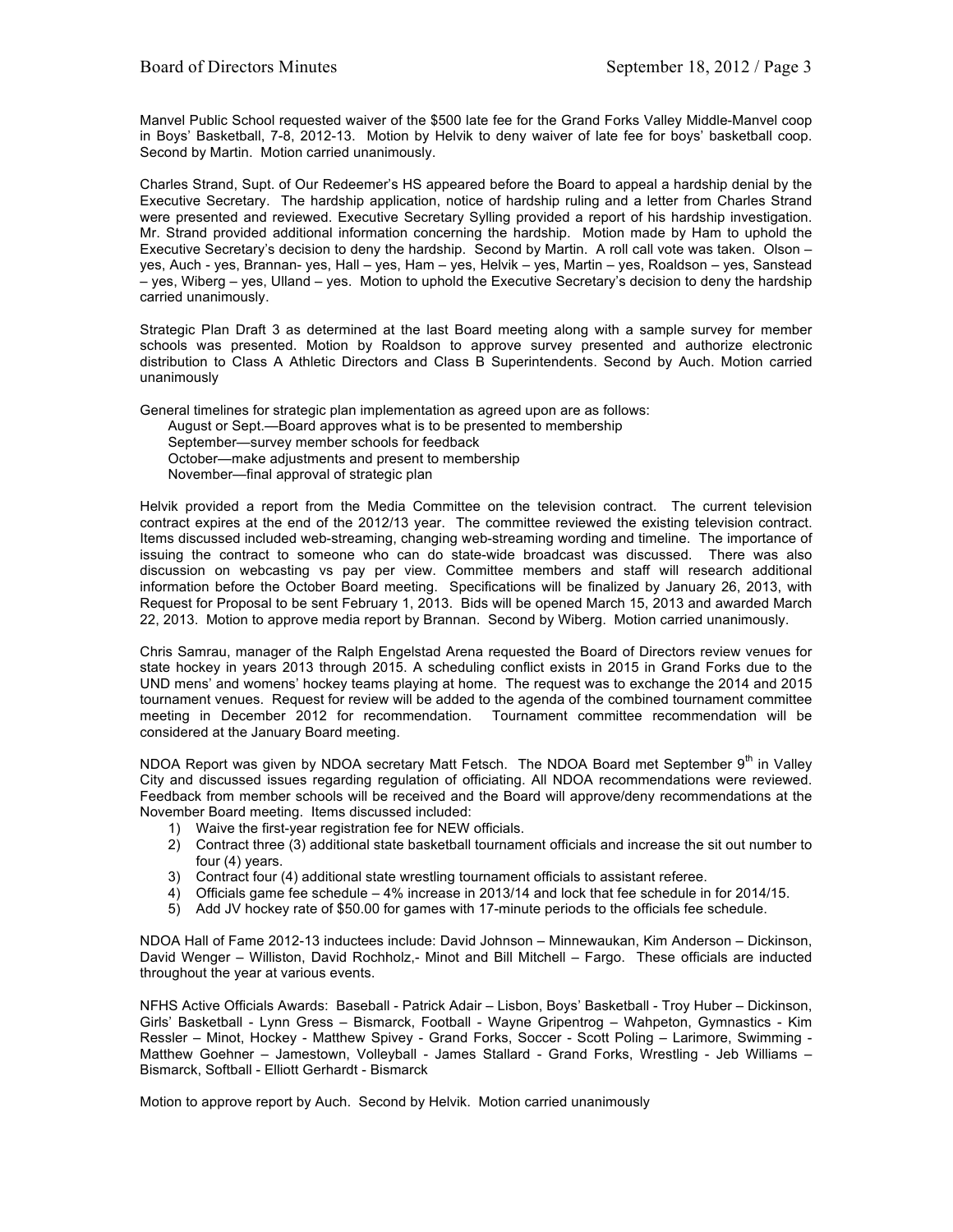Manvel Public School requested waiver of the $500 late fee for the Grand Forks Valley Middle-Manvel coop in Boys' Basketball, 7-8, 2012-13. Motion by Helvik to deny waiver of late fee for boys' basketball coop. Second by Martin. Motion carried unanimously.

Charles Strand, Supt. of Our Redeemer's HS appeared before the Board to appeal a hardship denial by the Executive Secretary. The hardship application, notice of hardship ruling and a letter from Charles Strand were presented and reviewed. Executive Secretary Sylling provided a report of his hardship investigation. Mr. Strand provided additional information concerning the hardship. Motion made by Ham to uphold the Executive Secretary's decision to deny the hardship. Second by Martin. A roll call vote was taken. Olson – yes, Auch - yes, Brannan- yes, Hall – yes, Ham – yes, Helvik – yes, Martin – yes, Roaldson – yes, Sanstead – yes, Wiberg – yes, Ulland – yes. Motion to uphold the Executive Secretary's decision to deny the hardship carried unanimously.

Strategic Plan Draft 3 as determined at the last Board meeting along with a sample survey for member schools was presented. Motion by Roaldson to approve survey presented and authorize electronic distribution to Class A Athletic Directors and Class B Superintendents. Second by Auch. Motion carried unanimously

General timelines for strategic plan implementation as agreed upon are as follows:

- August or Sept.—Board approves what is to be presented to membership
- September—survey member schools for feedback
- October—make adjustments and present to membership
- November—final approval of strategic plan

Helvik provided a report from the Media Committee on the television contract. The current television contract expires at the end of the 2012/13 year. The committee reviewed the existing television contract. Items discussed included web-streaming, changing web-streaming wording and timeline. The importance of issuing the contract to someone who can do state-wide broadcast was discussed. There was also discussion on webcasting vs pay per view. Committee members and staff will research additional information before the October Board meeting. Specifications will be finalized by January 26, 2013, with Request for Proposal to be sent February 1, 2013. Bids will be opened March 15, 2013 and awarded March 22, 2013. Motion to approve media report by Brannan. Second by Wiberg. Motion carried unanimously.

Chris Samrau, manager of the Ralph Engelstad Arena requested the Board of Directors review venues for state hockey in years 2013 through 2015. A scheduling conflict exists in 2015 in Grand Forks due to the UND mens' and womens' hockey teams playing at home. The request was to exchange the 2014 and 2015 tournament venues. Request for review will be added to the agenda of the combined tournament committee meeting in December 2012 for recommendation. Tournament committee recommendation will be considered at the January Board meeting.

NDOA Report was given by NDOA secretary Matt Fetsch. The NDOA Board met September 9th in Valley City and discussed issues regarding regulation of officiating. All NDOA recommendations were reviewed. Feedback from member schools will be received and the Board will approve/deny recommendations at the November Board meeting. Items discussed included:

1) Waive the first-year registration fee for NEW officials.
2) Contract three (3) additional state basketball tournament officials and increase the sit out number to four (4) years.
3) Contract four (4) additional state wrestling tournament officials to assistant referee.
4) Officials game fee schedule – 4% increase in 2013/14 and lock that fee schedule in for 2014/15.
5) Add JV hockey rate of $50.00 for games with 17-minute periods to the officials fee schedule.

NDOA Hall of Fame 2012-13 inductees include: David Johnson – Minnewaukan, Kim Anderson – Dickinson, David Wenger – Williston, David Rochholz,- Minot and Bill Mitchell – Fargo. These officials are inducted throughout the year at various events.

NFHS Active Officials Awards: Baseball - Patrick Adair – Lisbon, Boys' Basketball - Troy Huber – Dickinson, Girls' Basketball - Lynn Gress – Bismarck, Football - Wayne Gripentrog – Wahpeton, Gymnastics - Kim Ressler – Minot, Hockey - Matthew Spivey - Grand Forks, Soccer - Scott Poling – Larimore, Swimming - Matthew Goehner – Jamestown, Volleyball - James Stallard - Grand Forks, Wrestling - Jeb Williams – Bismarck, Softball - Elliott Gerhardt - Bismarck

Motion to approve report by Auch. Second by Helvik. Motion carried unanimously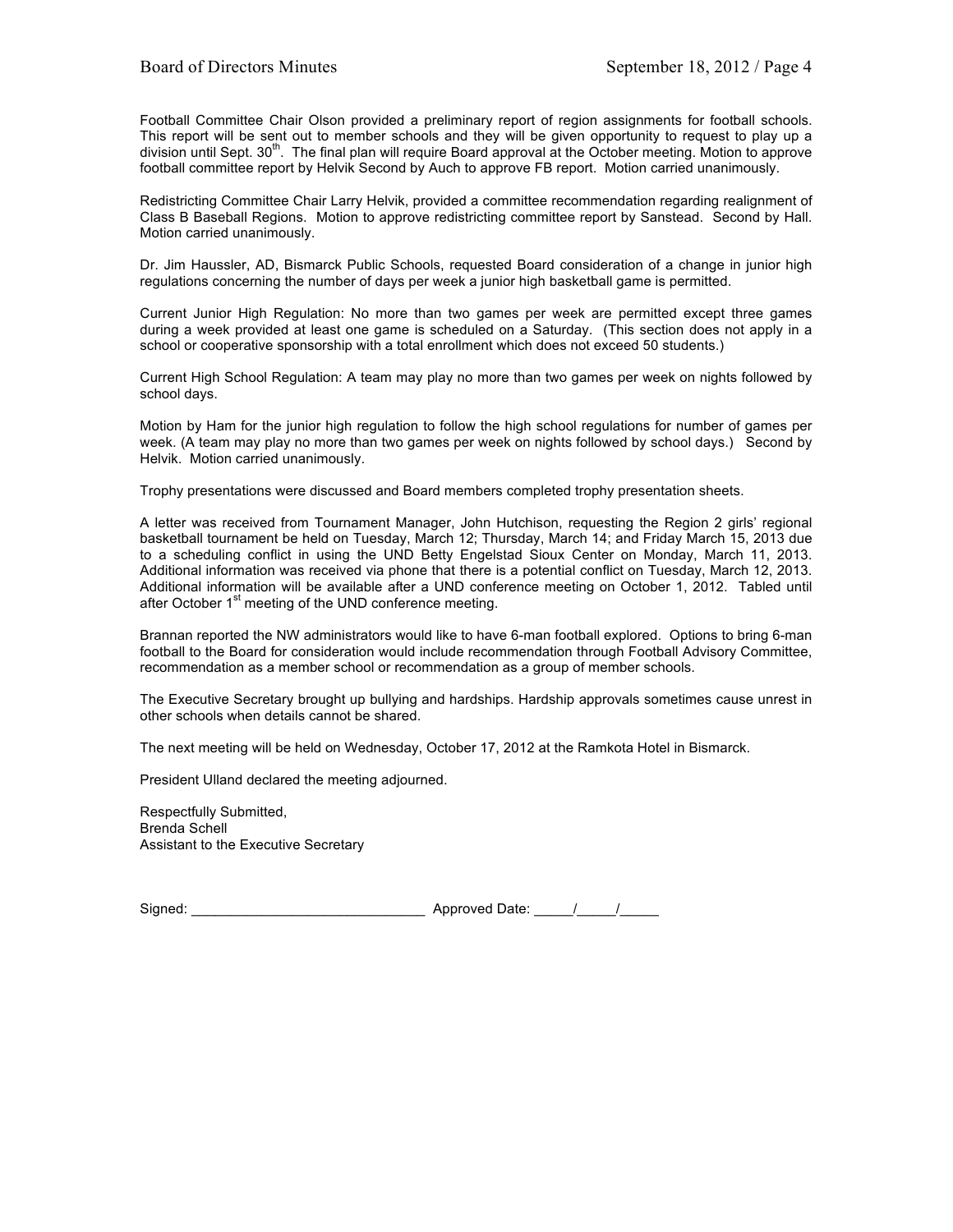Football Committee Chair Olson provided a preliminary report of region assignments for football schools. This report will be sent out to member schools and they will be given opportunity to request to play up a division until Sept. 30th. The final plan will require Board approval at the October meeting. Motion to approve football committee report by Helvik Second by Auch to approve FB report. Motion carried unanimously.

Redistricting Committee Chair Larry Helvik, provided a committee recommendation regarding realignment of Class B Baseball Regions. Motion to approve redistricting committee report by Sanstead. Second by Hall. Motion carried unanimously.

Dr. Jim Haussler, AD, Bismarck Public Schools, requested Board consideration of a change in junior high regulations concerning the number of days per week a junior high basketball game is permitted.

Current Junior High Regulation: No more than two games per week are permitted except three games during a week provided at least one game is scheduled on a Saturday. (This section does not apply in a school or cooperative sponsorship with a total enrollment which does not exceed 50 students.)

Current High School Regulation: A team may play no more than two games per week on nights followed by school days.

Motion by Ham for the junior high regulation to follow the high school regulations for number of games per week. (A team may play no more than two games per week on nights followed by school days.) Second by Helvik. Motion carried unanimously.

Trophy presentations were discussed and Board members completed trophy presentation sheets.

A letter was received from Tournament Manager, John Hutchison, requesting the Region 2 girls' regional basketball tournament be held on Tuesday, March 12; Thursday, March 14; and Friday March 15, 2013 due to a scheduling conflict in using the UND Betty Engelstad Sioux Center on Monday, March 11, 2013. Additional information was received via phone that there is a potential conflict on Tuesday, March 12, 2013. Additional information will be available after a UND conference meeting on October 1, 2012. Tabled until after October 1st meeting of the UND conference meeting.

Brannan reported the NW administrators would like to have 6-man football explored. Options to bring 6-man football to the Board for consideration would include recommendation through Football Advisory Committee, recommendation as a member school or recommendation as a group of member schools.

The Executive Secretary brought up bullying and hardships. Hardship approvals sometimes cause unrest in other schools when details cannot be shared.

The next meeting will be held on Wednesday, October 17, 2012 at the Ramkota Hotel in Bismarck.

President Ulland declared the meeting adjourned.

Respectfully Submitted,
Brenda Schell
Assistant to the Executive Secretary

Signed: _____________________________ Approved Date: _____/_____/_____